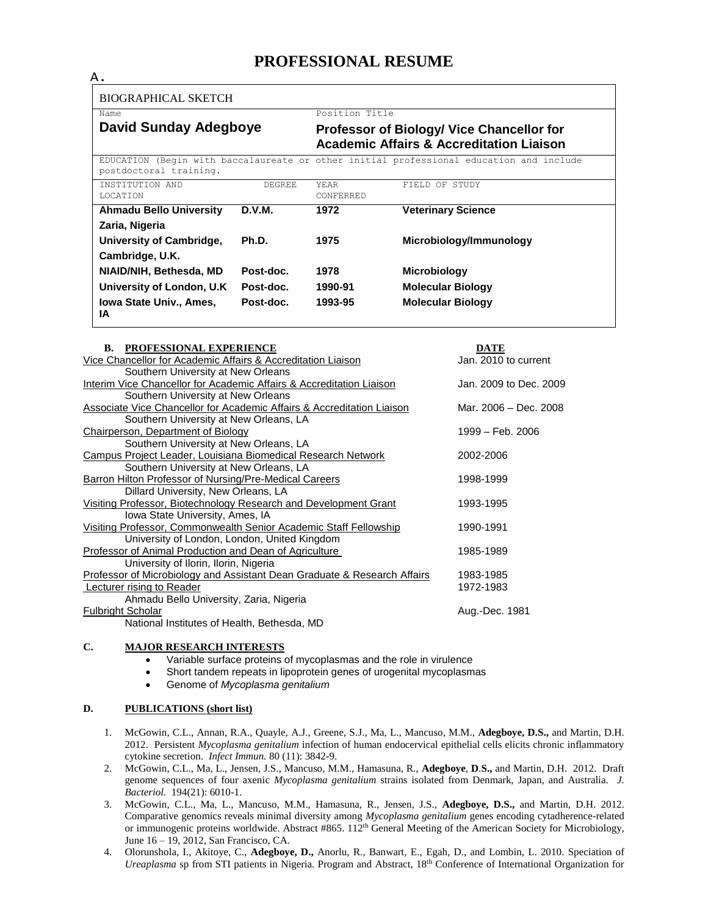# PROFESSIONAL RESUME

A.

| BIOGRAPHICAL SKETCH | | | |
|---|---|---|---|
| Name | | Position Title | |
| **David Sunday Adegboye** | | **Professor of Biology/ Vice Chancellor for Academic Affairs & Accreditation Liaison** | |
| EDUCATION (Begin with baccalaureate or other initial professional education and include postdoctoral training. | | | |
| INSTITUTION AND LOCATION | DEGREE | YEAR CONFERRED | FIELD OF STUDY |
| **Ahmadu Bello University Zaria, Nigeria** | **D.V.M.** | **1972** | **Veterinary Science** |
| **University of Cambridge, Cambridge, U.K.** | **Ph.D.** | **1975** | **Microbiology/Immunology** |
| **NIAID/NIH, Bethesda, MD** | **Post-doc.** | **1978** | **Microbiology** |
| **University of London, U.K** | **Post-doc.** | **1990-91** | **Molecular Biology** |
| **Iowa State Univ., Ames, IA** | **Post-doc.** | **1993-95** | **Molecular Biology** |

**B. PROFESSIONAL EXPERIENCE** — **DATE**

| Position | Date |
|---|---|
| Vice Chancellor for Academic Affairs & Accreditation Liaison<br>Southern University at New Orleans | Jan. 2010 to current |
| Interim Vice Chancellor for Academic Affairs & Accreditation Liaison<br>Southern University at New Orleans | Jan. 2009 to Dec. 2009 |
| Associate Vice Chancellor for Academic Affairs & Accreditation Liaison<br>Southern University at New Orleans, LA | Mar. 2006 – Dec. 2008 |
| Chairperson, Department of Biology<br>Southern University at New Orleans, LA | 1999 – Feb. 2006 |
| Campus Project Leader, Louisiana Biomedical Research Network<br>Southern University at New Orleans, LA | 2002-2006 |
| Barron Hilton Professor of Nursing/Pre-Medical Careers<br>Dillard University, New Orleans, LA | 1998-1999 |
| Visiting Professor, Biotechnology Research and Development Grant<br>Iowa State University, Ames, IA | 1993-1995 |
| Visiting Professor, Commonwealth Senior Academic Staff Fellowship<br>University of London, London, United Kingdom | 1990-1991 |
| Professor of Animal Production and Dean of Agriculture<br>University of Ilorin, Ilorin, Nigeria | 1985-1989 |
| Professor of Microbiology and Assistant Dean Graduate & Research Affairs | 1983-1985 |
| Lecturer rising to Reader<br>Ahmadu Bello University, Zaria, Nigeria | 1972-1983 |
| Fulbright Scholar<br>National Institutes of Health, Bethesda, MD | Aug.-Dec. 1981 |

**C. MAJOR RESEARCH INTERESTS**

- Variable surface proteins of mycoplasmas and the role in virulence
- Short tandem repeats in lipoprotein genes of urogenital mycoplasmas
- Genome of *Mycoplasma genitalium*

**D. PUBLICATIONS (short list)**

1. McGowin, C.L., Annan, R.A., Quayle, A.J., Greene, S.J., Ma, L., Mancuso, M.M., **Adegboye, D.S.,** and Martin, D.H. 2012. Persistent *Mycoplasma genitalium* infection of human endocervical epithelial cells elicits chronic inflammatory cytokine secretion. *Infect Immun.* 80 (11): 3842-9.
2. McGowin, C.L., Ma, L., Jensen, J.S., Mancuso, M.M., Hamasuna, R., **Adegboye**, **D.S.,** and Martin, D.H. 2012. Draft genome sequences of four axenic *Mycoplasma genitalium* strains isolated from Denmark, Japan, and Australia. *J. Bacteriol.* 194(21): 6010-1.
3. McGowin, C.L., Ma, L., Mancuso, M.M., Hamasuna, R., Jensen, J.S., **Adegboye, D.S.,** and Martin, D.H. 2012. Comparative genomics reveals minimal diversity among *Mycoplasma genitalium* genes encoding cytadherence-related or immunogenic proteins worldwide. Abstract #865. 112th General Meeting of the American Society for Microbiology, June 16 – 19, 2012, San Francisco, CA.
4. Olorunshola, I., Akitoye, C., **Adegboye, D.,** Anorlu, R., Banwart, E., Egah, D., and Lombin, L. 2010. Speciation of *Ureaplasma* sp from STI patients in Nigeria. Program and Abstract, 18th Conference of International Organization for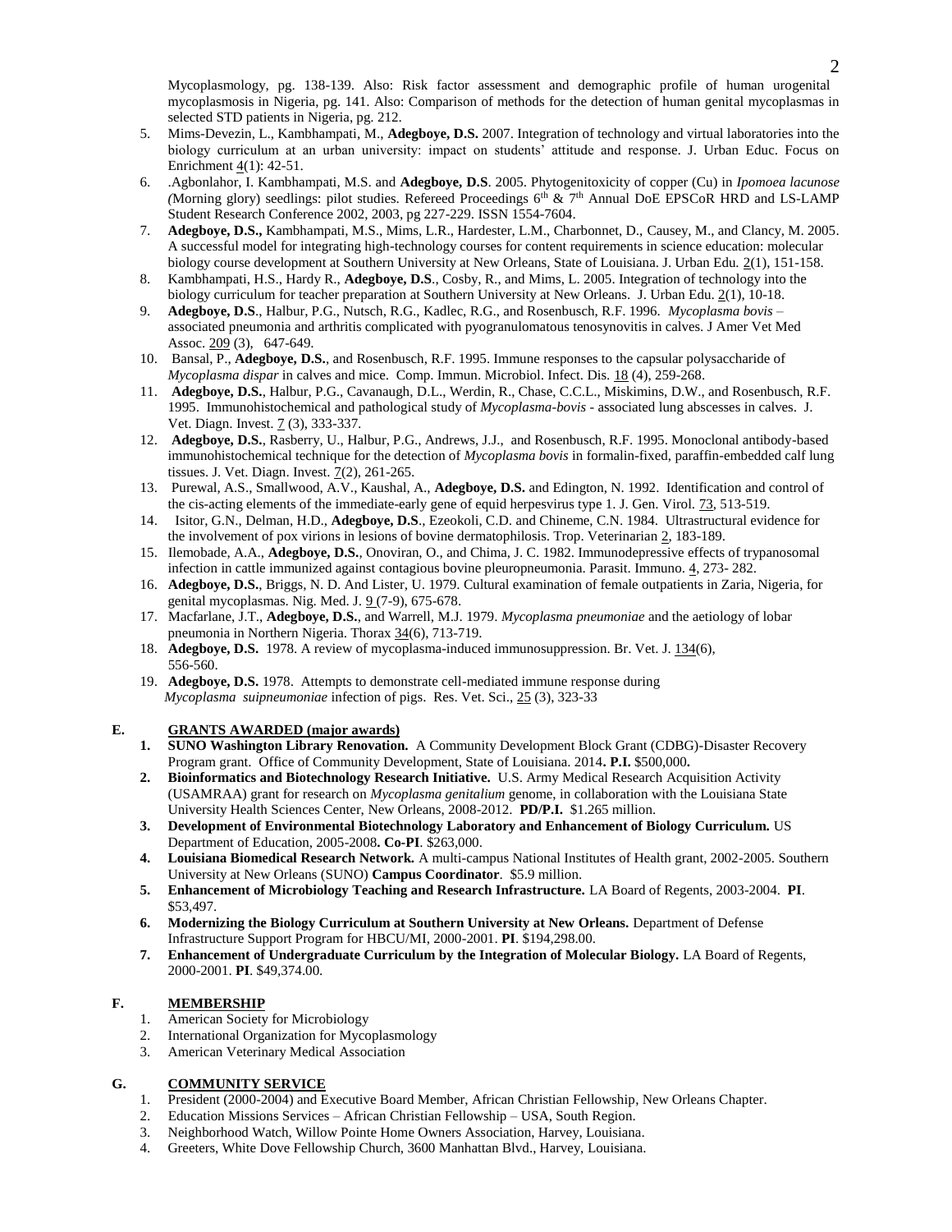Mycoplasmology, pg. 138-139. Also: Risk factor assessment and demographic profile of human urogenital mycoplasmosis in Nigeria, pg. 141. Also: Comparison of methods for the detection of human genital mycoplasmas in selected STD patients in Nigeria, pg. 212.

5. Mims-Devezin, L., Kambhampati, M., **Adegboye, D.S.** 2007. Integration of technology and virtual laboratories into the biology curriculum at an urban university: impact on students' attitude and response. J. Urban Educ. Focus on Enrichment 4(1): 42-51.
6. .Agbonlahor, I. Kambhampati, M.S. and **Adegboye, D.S**. 2005. Phytogenitoxicity of copper (Cu) in *Ipomoea lacunose (*Morning glory) seedlings: pilot studies. Refereed Proceedings 6th & 7th Annual DoE EPSCoR HRD and LS-LAMP Student Research Conference 2002, 2003, pg 227-229. ISSN 1554-7604.
7. **Adegboye, D.S.,** Kambhampati, M.S., Mims, L.R., Hardester, L.M., Charbonnet, D., Causey, M., and Clancy, M. 2005. A successful model for integrating high-technology courses for content requirements in science education: molecular biology course development at Southern University at New Orleans, State of Louisiana. J. Urban Edu. 2(1), 151-158.
8. Kambhampati, H.S., Hardy R., **Adegboye, D.S**., Cosby, R., and Mims, L. 2005. Integration of technology into the biology curriculum for teacher preparation at Southern University at New Orleans. J. Urban Edu. 2(1), 10-18.
9. **Adegboye, D.S**., Halbur, P.G., Nutsch, R.G., Kadlec, R.G., and Rosenbusch, R.F. 1996. *Mycoplasma bovis* – associated pneumonia and arthritis complicated with pyogranulomatous tenosynovitis in calves. J Amer Vet Med Assoc. 209 (3), 647-649.
10. Bansal, P., **Adegboye, D.S.**, and Rosenbusch, R.F. 1995. Immune responses to the capsular polysaccharide of *Mycoplasma dispar* in calves and mice. Comp. Immun. Microbiol. Infect. Dis. 18 (4), 259-268.
11. **Adegboye, D.S.**, Halbur, P.G., Cavanaugh, D.L., Werdin, R., Chase, C.C.L., Miskimins, D.W., and Rosenbusch, R.F. 1995. Immunohistochemical and pathological study of *Mycoplasma-bovis* - associated lung abscesses in calves. J. Vet. Diagn. Invest. 7 (3), 333-337.
12. **Adegboye, D.S.**, Rasberry, U., Halbur, P.G., Andrews, J.J., and Rosenbusch, R.F. 1995. Monoclonal antibody-based immunohistochemical technique for the detection of *Mycoplasma bovis* in formalin-fixed, paraffin-embedded calf lung tissues. J. Vet. Diagn. Invest. 7(2), 261-265.
13. Purewal, A.S., Smallwood, A.V., Kaushal, A., **Adegboye, D.S.** and Edington, N. 1992. Identification and control of the cis-acting elements of the immediate-early gene of equid herpesvirus type 1. J. Gen. Virol. 73, 513-519.
14. Isitor, G.N., Delman, H.D., **Adegboye, D.S**., Ezeokoli, C.D. and Chineme, C.N. 1984. Ultrastructural evidence for the involvement of pox virions in lesions of bovine dermatophilosis. Trop. Veterinarian 2, 183-189.
15. Ilemobade, A.A., **Adegboye, D.S.**, Onoviran, O., and Chima, J. C. 1982. Immunodepressive effects of trypanosomal infection in cattle immunized against contagious bovine pleuropneumonia. Parasit. Immuno. 4, 273- 282.
16. **Adegboye, D.S.**, Briggs, N. D. And Lister, U. 1979. Cultural examination of female outpatients in Zaria, Nigeria, for genital mycoplasmas. Nig. Med. J. 9 (7-9), 675-678.
17. Macfarlane, J.T., **Adegboye, D.S.**, and Warrell, M.J. 1979. *Mycoplasma pneumoniae* and the aetiology of lobar pneumonia in Northern Nigeria. Thorax 34(6), 713-719.
18. **Adegboye, D.S.** 1978. A review of mycoplasma-induced immunosuppression. Br. Vet. J. 134(6), 556-560.
19. **Adegboye, D.S.** 1978. Attempts to demonstrate cell-mediated immune response during *Mycoplasma suipneumoniae* infection of pigs. Res. Vet. Sci., 25 (3), 323-33

## E. GRANTS AWARDED (major awards)

1. **SUNO Washington Library Renovation.** A Community Development Block Grant (CDBG)-Disaster Recovery Program grant. Office of Community Development, State of Louisiana. 2014**. P.I.** $500,000**.**
2. **Bioinformatics and Biotechnology Research Initiative.** U.S. Army Medical Research Acquisition Activity (USAMRAA) grant for research on *Mycoplasma genitalium* genome, in collaboration with the Louisiana State University Health Sciences Center, New Orleans, 2008-2012. **PD/P.I.** $1.265 million.
3. **Development of Environmental Biotechnology Laboratory and Enhancement of Biology Curriculum.** US Department of Education, 2005-2008**. Co-PI**. $263,000.
4. **Louisiana Biomedical Research Network.** A multi-campus National Institutes of Health grant, 2002-2005. Southern University at New Orleans (SUNO) **Campus Coordinator**. $5.9 million.
5. **Enhancement of Microbiology Teaching and Research Infrastructure.** LA Board of Regents, 2003-2004. **PI**. $53,497.
6. **Modernizing the Biology Curriculum at Southern University at New Orleans.** Department of Defense Infrastructure Support Program for HBCU/MI, 2000-2001. **PI**. $194,298.00.
7. **Enhancement of Undergraduate Curriculum by the Integration of Molecular Biology.** LA Board of Regents, 2000-2001. **PI**. $49,374.00.

## F. MEMBERSHIP

1. American Society for Microbiology
2. International Organization for Mycoplasmology
3. American Veterinary Medical Association

## G. COMMUNITY SERVICE

1. President (2000-2004) and Executive Board Member, African Christian Fellowship, New Orleans Chapter.
2. Education Missions Services – African Christian Fellowship – USA, South Region.
3. Neighborhood Watch, Willow Pointe Home Owners Association, Harvey, Louisiana.
4. Greeters, White Dove Fellowship Church, 3600 Manhattan Blvd., Harvey, Louisiana.